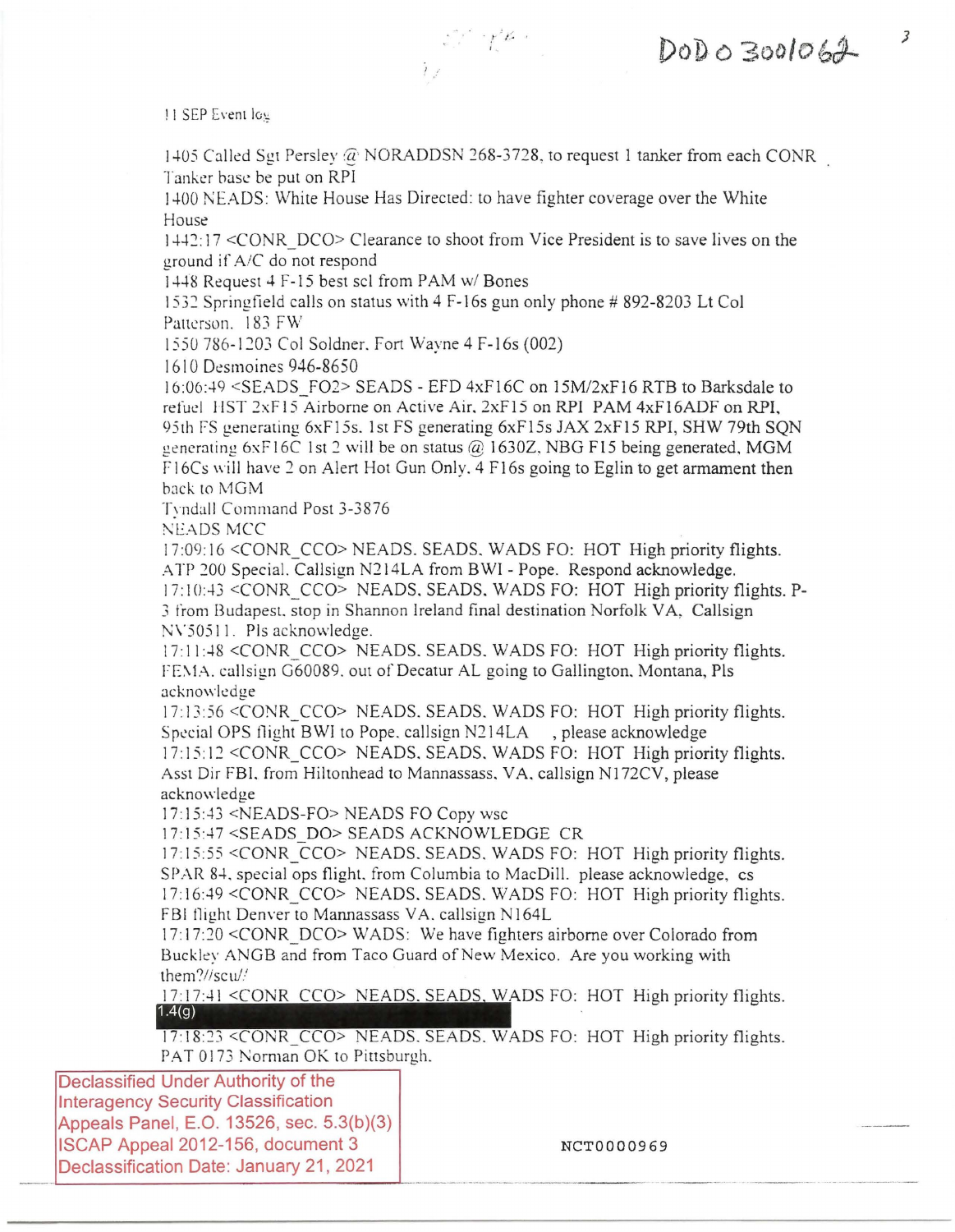DoD o 3001062

11 SEP Event log

1405 Called Sgt Persley @ NORADDSN 268-3728, to request 1 tanker from each CONR Tanker base be put on RPI

1400 NEADS: White House Has Directed: to have fighter coverage over the White House

1442:17 <CONR_DCO> Clearance to shoot from Vice President is to save lives on the ground if A/C do not respond

1448 Request 4 F-15 best scl from PAM w/ Bones

1532 Springfield calls on status with 4 F-16s gun only phone # 892-8203 Lt Col Patterson. 183 FW

1550 786-1203 Col Soldner. Fort Wayne 4 F-16s (002)

1610 Desmoines 946-8650

16:06:49 <SEADS_FO2> SEADS - EFD 4xF16C on 15M/2xF16 RTB to Barksdale to refuel HST 2xF15 Airborne on Active Air, 2xF15 on RPI PAM 4xF16ADF on RPI, 95th FS generating 6xF15s. 1st FS generating 6xF15s JAX 2xF15 RPI, SHW 79th SQN generating 6xF16C 1st 2 will be on status @ 1630Z, NBG F15 being generated, MGM F16Cs will have 2 on Alert Hot Gun Only. 4 F16s going to Eglin to get armament then back to MGM

Tyndall Command Post 3-3876

NEADS MCC

17:09:16 <CONR_CCO> NEADS. SEADS. WADS FO: HOT High priority flights. ATP 200 Special. Callsign N214LA from BWI - Pope. Respond acknowledge.

17:10:43 <CONR_CCO> NEADS, SEADS, WADS FO: HOT High priority flights. P-3 from Budapest. stop in Shannon Ireland final destination Norfolk VA, Callsign NV50511. Pls acknowledge.

17:11:48 <CONR_CCO> NEADS. SEADS. WADS FO: HOT High priority flights. FEMA. callsign G60089. out of Decatur AL going to Gallington. Montana, Pls acknowledge

17:13:56 <CONR_CCO> NEADS. SEADS. WADS FO: HOT High priority flights. Special OPS flight BWI to Pope. callsign N214LA , please acknowledge

17:15:12 <CONR_CCO> NEADS. SEADS. WADS FO: HOT High priority flights. Asst Dir FBI. from Hiltonhead to Mannassass. VA. callsign N172CV, please acknowledge

17:15:43 <NEADS-FO> NEADS FO Copy wsc

17:15:47 <SEADS_DO> SEADS ACKNOWLEDGE CR

17:15:55 <CONR_CCO> NEADS. SEADS. WADS FO: HOT High priority flights. SPAR 84. special ops flight. from Columbia to MacDill. please acknowledge, cs

17:16:49 <CONR_CCO> NEADS. SEADS. WADS FO: HOT High priority flights. FBI flight Denver to Mannassass VA. callsign N164L

17:17:20 <CONR_DCO> WADS: We have fighters airborne over Colorado from Buckley ANGB and from Taco Guard of New Mexico. Are you working with them?//scu//

17:17:41 <CONR_CCO> NEADS. SEADS. WADS FO: HOT High priority flights. 1.4(g)

17:18:23 <CONR_CCO> NEADS. SEADS. WADS FO: HOT High priority flights. PAT 0173 Norman OK to Pittsburgh.

Declassified Under Authority of the Interagency Security Classification Appeals Panel, E.O. 13526, sec. 5.3(b)(3) ISCAP Appeal 2012-156, document 3 Declassification Date: January 21, 2021

NCT0000969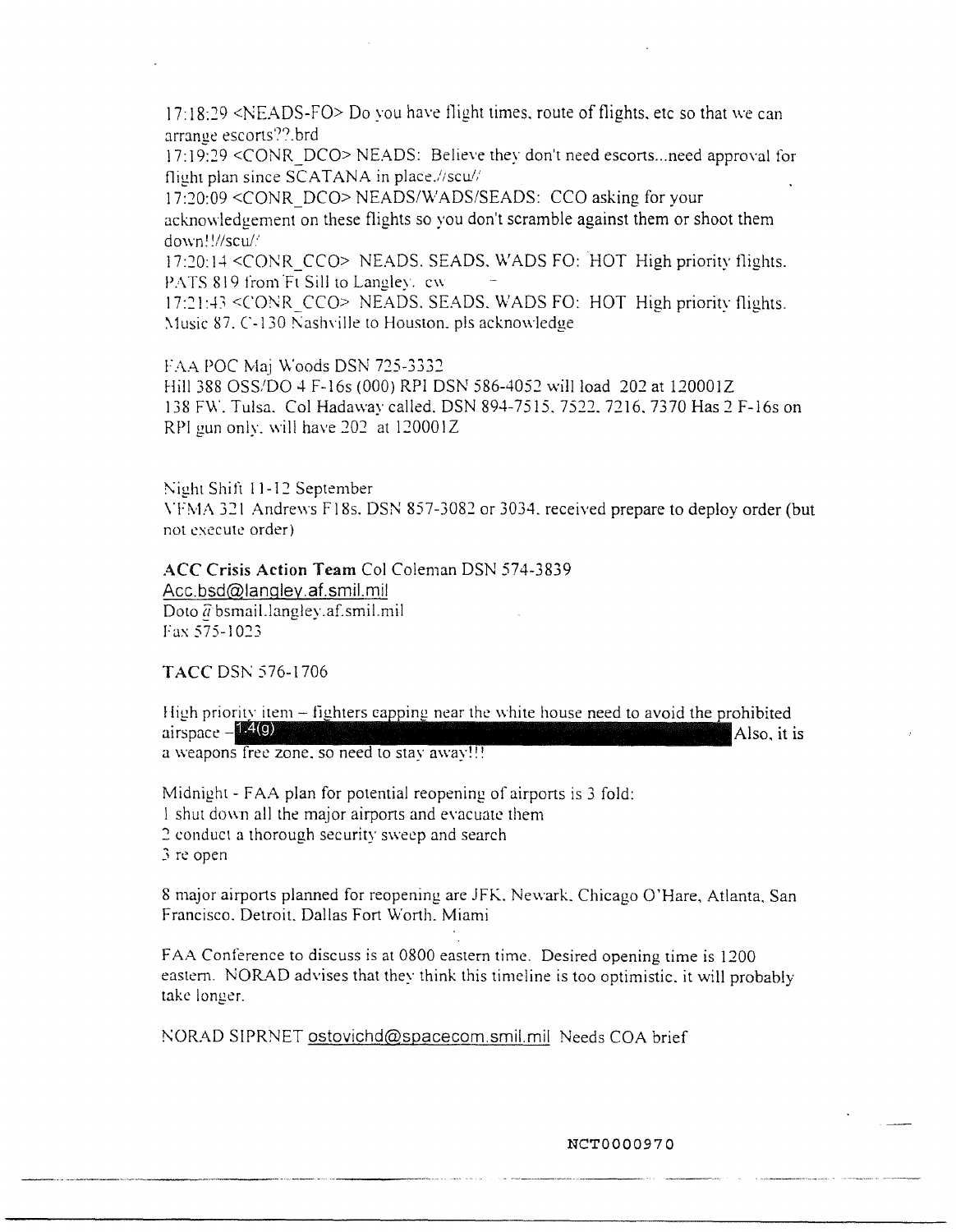17:18:29 <NEADS-FO> Do you have flight times, route of flights, etc so that we can arrange escorts??.brd

17:19:29 <CONR_DCO> NEADS: Believe they don't need escorts...need approval for flight plan since SCATANA in place.//scu//

17:20:09 <CONR_DCO> NEADS/WADS/SEADS: CCO asking for your acknowledgement on these flights so you don't scramble against them or shoot them down!!//scu//

17:20:14 <CONR_CCO> NEADS, SEADS, WADS FO: HOT High priority flights. PATS 819 from Ft Sill to Langley. cw

17:21:43 <CONR_CCO> NEADS, SEADS, WADS FO: HOT High priority flights. Music 87, C-130 Nashville to Houston, pls acknowledge

FAA POC Maj Woods DSN 725-3332
Hill 388 OSS/DO 4 F-16s (000) RPI DSN 586-4052 will load 202 at 120001Z
138 FW, Tulsa. Col Hadaway called, DSN 894-7515, 7522, 7216, 7370 Has 2 F-16s on RPI gun only, will have 202 at 120001Z

Night Shift 11-12 September
VFMA 321 Andrews F18s, DSN 857-3082 or 3034, received prepare to deploy order (but not execute order)

**ACC Crisis Action Team** Col Coleman DSN 574-3839
Acc.bsd@langley.af.smil.mil
Doto @ bsmail.langley.af.smil.mil
Fax 575-1023

**TACC** DSN 576-1706

High priority item – fighters capping near the white house need to avoid the prohibited airspace – 1.4(g) Also, it is a weapons free zone, so need to stay away!!!

Midnight - FAA plan for potential reopening of airports is 3 fold:
1 shut down all the major airports and evacuate them
2 conduct a thorough security sweep and search
3 re open

8 major airports planned for reopening are JFK, Newark, Chicago O'Hare, Atlanta, San Francisco, Detroit, Dallas Fort Worth, Miami

FAA Conference to discuss is at 0800 eastern time. Desired opening time is 1200 eastern. NORAD advises that they think this timeline is too optimistic, it will probably take longer.

NORAD SIPRNET ostovichd@spacecom.smil.mil Needs COA brief

NCT0000970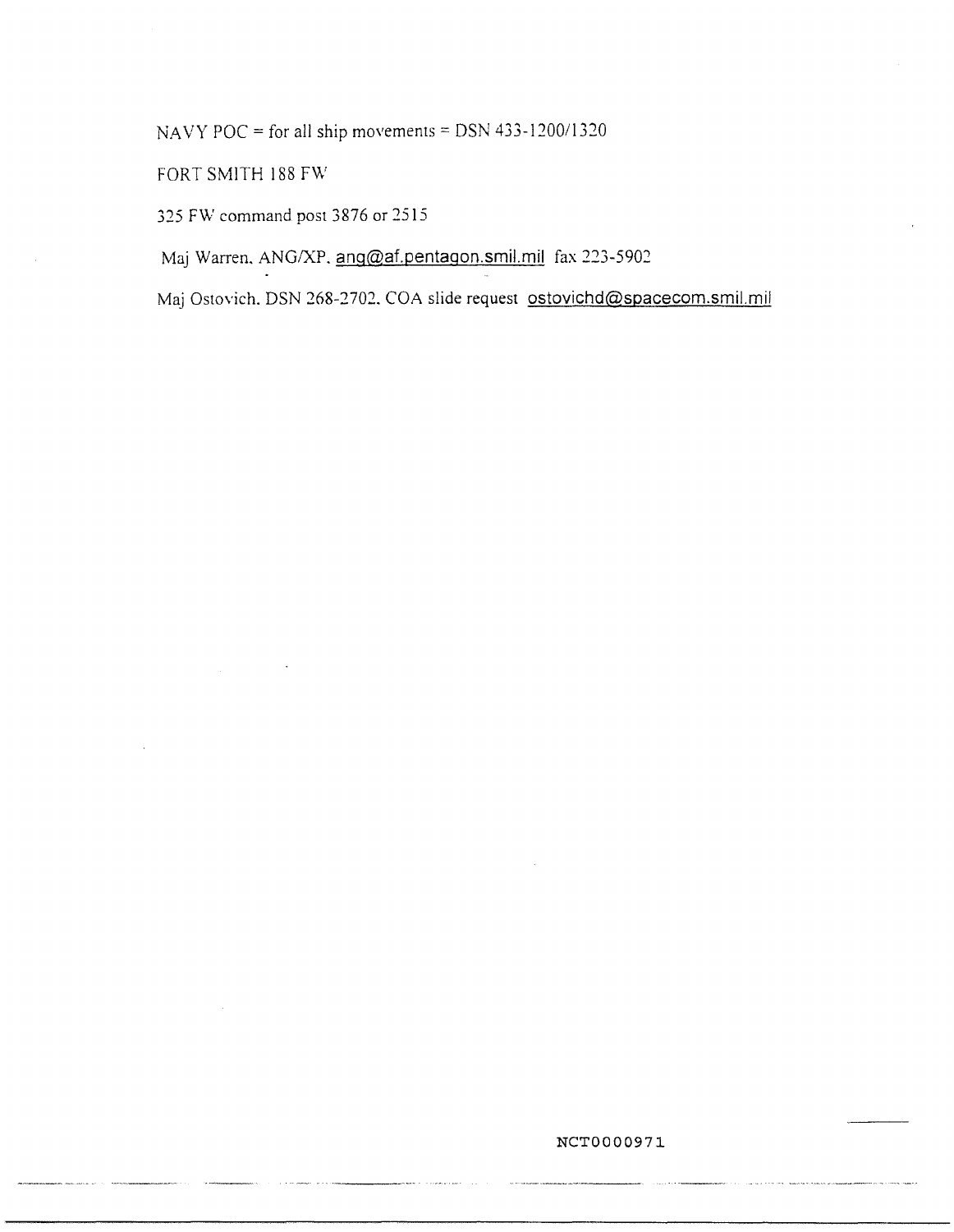NAVY POC = for all ship movements = DSN 433-1200/1320

FORT SMITH 188 FW

325 FW command post 3876 or 2515

Maj Warren, ANG/XP, ang@af.pentagon.smil.mil fax 223-5902

Maj Ostovich, DSN 268-2702, COA slide request ostovichd@spacecom.smil.mil

NCT0000971